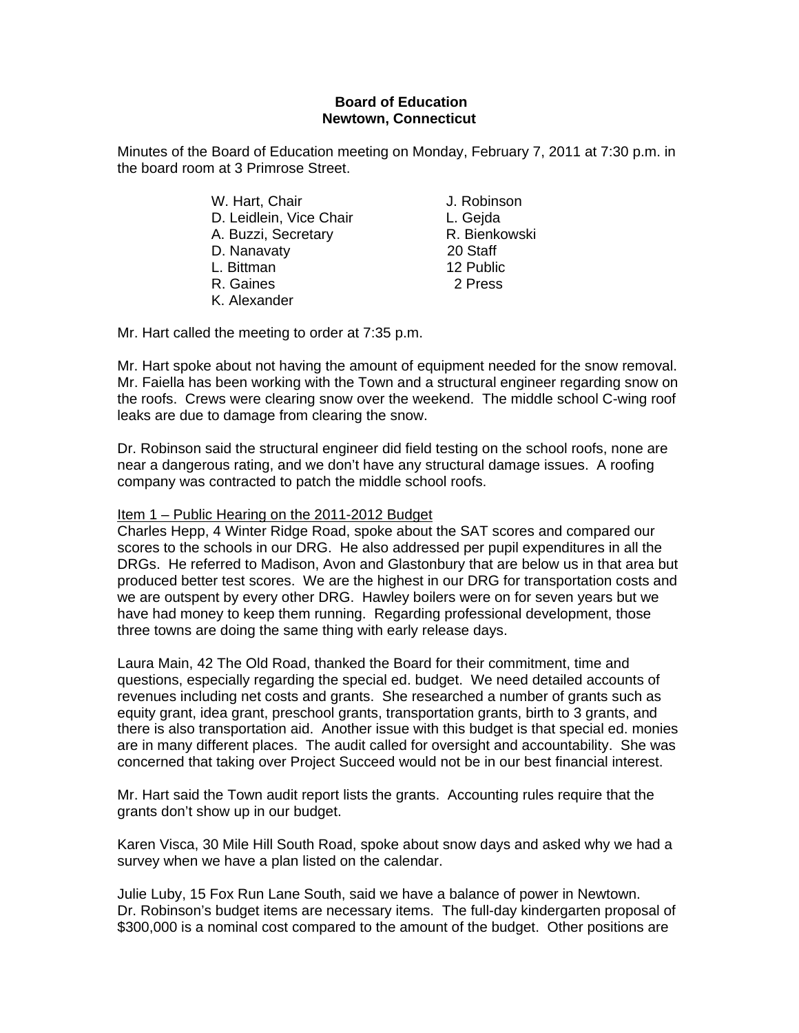**Board of Education**
**Newtown, Connecticut**

Minutes of the Board of Education meeting on Monday, February 7, 2011 at 7:30 p.m. in the board room at 3 Primrose Street.

| | |
|---|---|
| W. Hart, Chair | J. Robinson |
| D. Leidlein, Vice Chair | L. Gejda |
| A. Buzzi, Secretary | R. Bienkowski |
| D. Nanavaty | 20 Staff |
| L. Bittman | 12 Public |
| R. Gaines | 2 Press |
| K. Alexander | |

Mr. Hart called the meeting to order at 7:35 p.m.

Mr. Hart spoke about not having the amount of equipment needed for the snow removal. Mr. Faiella has been working with the Town and a structural engineer regarding snow on the roofs. Crews were clearing snow over the weekend. The middle school C-wing roof leaks are due to damage from clearing the snow.

Dr. Robinson said the structural engineer did field testing on the school roofs, none are near a dangerous rating, and we don't have any structural damage issues. A roofing company was contracted to patch the middle school roofs.

Item 1 – Public Hearing on the 2011-2012 Budget

Charles Hepp, 4 Winter Ridge Road, spoke about the SAT scores and compared our scores to the schools in our DRG. He also addressed per pupil expenditures in all the DRGs. He referred to Madison, Avon and Glastonbury that are below us in that area but produced better test scores. We are the highest in our DRG for transportation costs and we are outspent by every other DRG. Hawley boilers were on for seven years but we have had money to keep them running. Regarding professional development, those three towns are doing the same thing with early release days.

Laura Main, 42 The Old Road, thanked the Board for their commitment, time and questions, especially regarding the special ed. budget. We need detailed accounts of revenues including net costs and grants. She researched a number of grants such as equity grant, idea grant, preschool grants, transportation grants, birth to 3 grants, and there is also transportation aid. Another issue with this budget is that special ed. monies are in many different places. The audit called for oversight and accountability. She was concerned that taking over Project Succeed would not be in our best financial interest.

Mr. Hart said the Town audit report lists the grants. Accounting rules require that the grants don't show up in our budget.

Karen Visca, 30 Mile Hill South Road, spoke about snow days and asked why we had a survey when we have a plan listed on the calendar.

Julie Luby, 15 Fox Run Lane South, said we have a balance of power in Newtown. Dr. Robinson's budget items are necessary items. The full-day kindergarten proposal of $300,000 is a nominal cost compared to the amount of the budget. Other positions are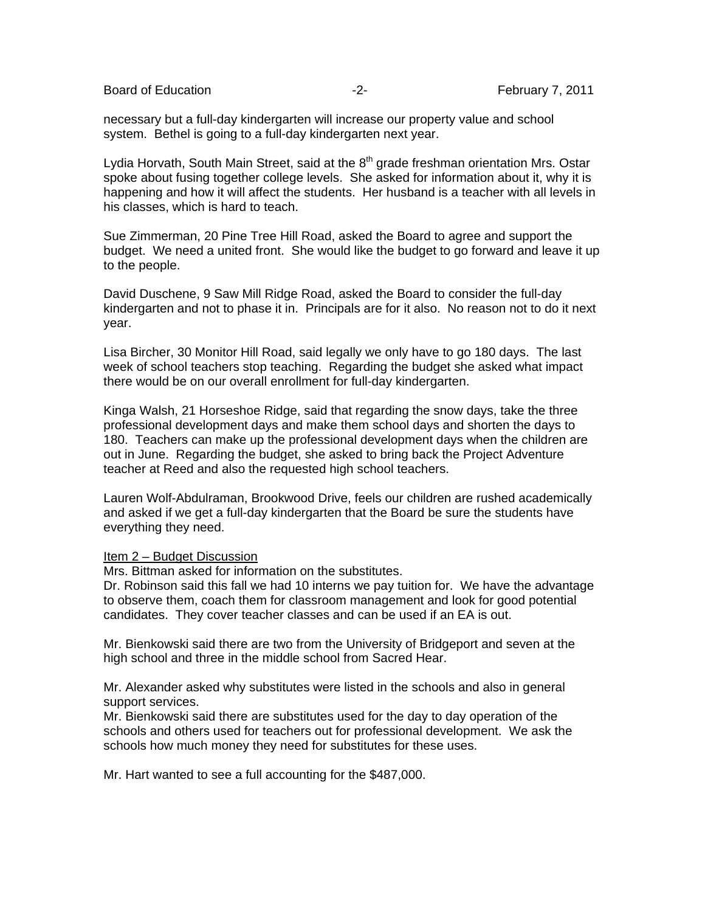necessary but a full-day kindergarten will increase our property value and school system. Bethel is going to a full-day kindergarten next year.

Lydia Horvath, South Main Street, said at the 8th grade freshman orientation Mrs. Ostar spoke about fusing together college levels. She asked for information about it, why it is happening and how it will affect the students. Her husband is a teacher with all levels in his classes, which is hard to teach.

Sue Zimmerman, 20 Pine Tree Hill Road, asked the Board to agree and support the budget. We need a united front. She would like the budget to go forward and leave it up to the people.

David Duschene, 9 Saw Mill Ridge Road, asked the Board to consider the full-day kindergarten and not to phase it in. Principals are for it also. No reason not to do it next year.

Lisa Bircher, 30 Monitor Hill Road, said legally we only have to go 180 days. The last week of school teachers stop teaching. Regarding the budget she asked what impact there would be on our overall enrollment for full-day kindergarten.

Kinga Walsh, 21 Horseshoe Ridge, said that regarding the snow days, take the three professional development days and make them school days and shorten the days to 180. Teachers can make up the professional development days when the children are out in June. Regarding the budget, she asked to bring back the Project Adventure teacher at Reed and also the requested high school teachers.

Lauren Wolf-Abdulraman, Brookwood Drive, feels our children are rushed academically and asked if we get a full-day kindergarten that the Board be sure the students have everything they need.

Item 2 – Budget Discussion

Mrs. Bittman asked for information on the substitutes.
Dr. Robinson said this fall we had 10 interns we pay tuition for. We have the advantage to observe them, coach them for classroom management and look for good potential candidates. They cover teacher classes and can be used if an EA is out.

Mr. Bienkowski said there are two from the University of Bridgeport and seven at the high school and three in the middle school from Sacred Hear.

Mr. Alexander asked why substitutes were listed in the schools and also in general support services.
Mr. Bienkowski said there are substitutes used for the day to day operation of the schools and others used for teachers out for professional development. We ask the schools how much money they need for substitutes for these uses.

Mr. Hart wanted to see a full accounting for the $487,000.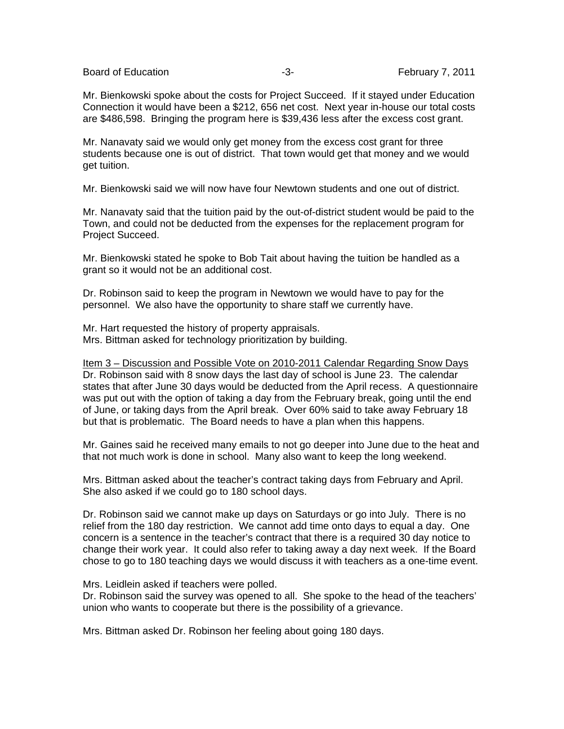Mr. Bienkowski spoke about the costs for Project Succeed. If it stayed under Education Connection it would have been a $212, 656 net cost. Next year in-house our total costs are $486,598. Bringing the program here is $39,436 less after the excess cost grant.

Mr. Nanavaty said we would only get money from the excess cost grant for three students because one is out of district. That town would get that money and we would get tuition.

Mr. Bienkowski said we will now have four Newtown students and one out of district.

Mr. Nanavaty said that the tuition paid by the out-of-district student would be paid to the Town, and could not be deducted from the expenses for the replacement program for Project Succeed.

Mr. Bienkowski stated he spoke to Bob Tait about having the tuition be handled as a grant so it would not be an additional cost.

Dr. Robinson said to keep the program in Newtown we would have to pay for the personnel. We also have the opportunity to share staff we currently have.

Mr. Hart requested the history of property appraisals.
Mrs. Bittman asked for technology prioritization by building.

<u>Item 3 – Discussion and Possible Vote on 2010-2011 Calendar Regarding Snow Days</u>
Dr. Robinson said with 8 snow days the last day of school is June 23. The calendar states that after June 30 days would be deducted from the April recess. A questionnaire was put out with the option of taking a day from the February break, going until the end of June, or taking days from the April break. Over 60% said to take away February 18 but that is problematic. The Board needs to have a plan when this happens.

Mr. Gaines said he received many emails to not go deeper into June due to the heat and that not much work is done in school. Many also want to keep the long weekend.

Mrs. Bittman asked about the teacher's contract taking days from February and April. She also asked if we could go to 180 school days.

Dr. Robinson said we cannot make up days on Saturdays or go into July. There is no relief from the 180 day restriction. We cannot add time onto days to equal a day. One concern is a sentence in the teacher's contract that there is a required 30 day notice to change their work year. It could also refer to taking away a day next week. If the Board chose to go to 180 teaching days we would discuss it with teachers as a one-time event.

Mrs. Leidlein asked if teachers were polled.
Dr. Robinson said the survey was opened to all. She spoke to the head of the teachers' union who wants to cooperate but there is the possibility of a grievance.

Mrs. Bittman asked Dr. Robinson her feeling about going 180 days.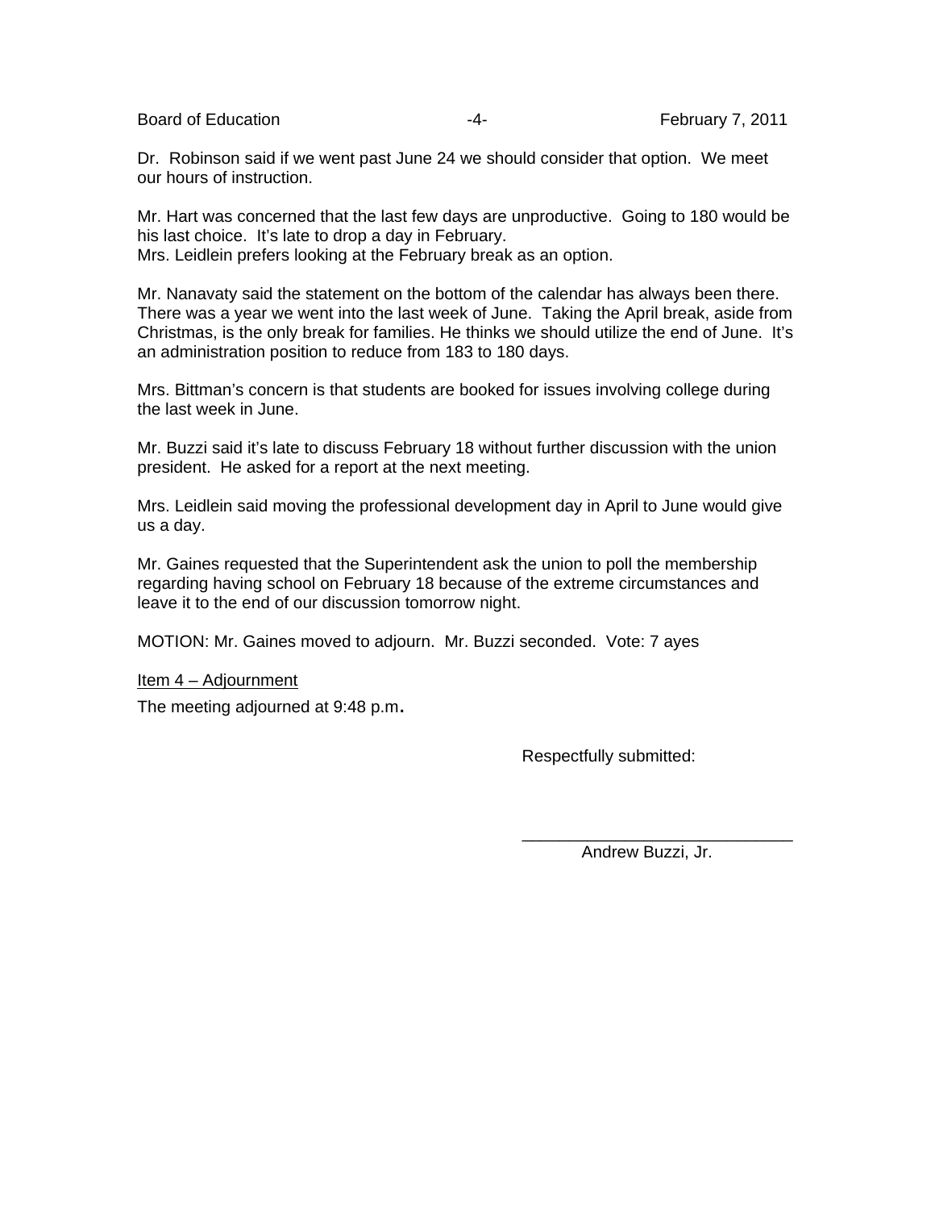Dr. Robinson said if we went past June 24 we should consider that option. We meet our hours of instruction.

Mr. Hart was concerned that the last few days are unproductive. Going to 180 would be his last choice. It's late to drop a day in February.
Mrs. Leidlein prefers looking at the February break as an option.

Mr. Nanavaty said the statement on the bottom of the calendar has always been there. There was a year we went into the last week of June. Taking the April break, aside from Christmas, is the only break for families. He thinks we should utilize the end of June. It's an administration position to reduce from 183 to 180 days.

Mrs. Bittman's concern is that students are booked for issues involving college during the last week in June.

Mr. Buzzi said it's late to discuss February 18 without further discussion with the union president. He asked for a report at the next meeting.

Mrs. Leidlein said moving the professional development day in April to June would give us a day.

Mr. Gaines requested that the Superintendent ask the union to poll the membership regarding having school on February 18 because of the extreme circumstances and leave it to the end of our discussion tomorrow night.

MOTION: Mr. Gaines moved to adjourn. Mr. Buzzi seconded. Vote: 7 ayes

Item 4 – Adjournment

The meeting adjourned at 9:48 p.m**.**

Respectfully submitted:

\_\_\_\_\_\_\_\_\_\_\_\_\_\_\_\_\_\_\_\_\_\_\_\_\_\_\_\_\_\_
Andrew Buzzi, Jr.